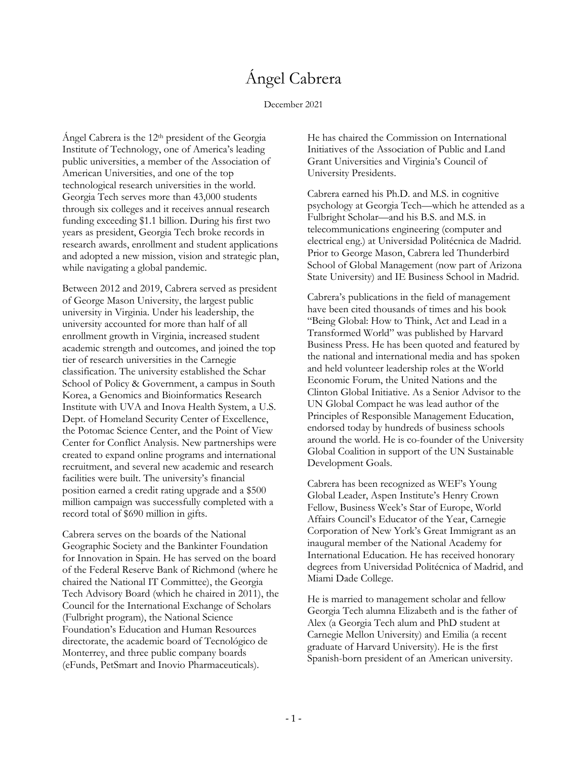# Ángel Cabrera

December 2021

Ángel Cabrera is the 12th president of the Georgia Institute of Technology, one of America's leading public universities, a member of the Association of American Universities, and one of the top technological research universities in the world. Georgia Tech serves more than 43,000 students through six colleges and it receives annual research funding exceeding $1.1 billion. During his first two years as president, Georgia Tech broke records in research awards, enrollment and student applications and adopted a new mission, vision and strategic plan, while navigating a global pandemic.

Between 2012 and 2019, Cabrera served as president of George Mason University, the largest public university in Virginia. Under his leadership, the university accounted for more than half of all enrollment growth in Virginia, increased student academic strength and outcomes, and joined the top tier of research universities in the Carnegie classification. The university established the Schar School of Policy & Government, a campus in South Korea, a Genomics and Bioinformatics Research Institute with UVA and Inova Health System, a U.S. Dept. of Homeland Security Center of Excellence, the Potomac Science Center, and the Point of View Center for Conflict Analysis. New partnerships were created to expand online programs and international recruitment, and several new academic and research facilities were built. The university's financial position earned a credit rating upgrade and a $500 million campaign was successfully completed with a record total of $690 million in gifts.

Cabrera serves on the boards of the National Geographic Society and the Bankinter Foundation for Innovation in Spain. He has served on the board of the Federal Reserve Bank of Richmond (where he chaired the National IT Committee), the Georgia Tech Advisory Board (which he chaired in 2011), the Council for the International Exchange of Scholars (Fulbright program), the National Science Foundation's Education and Human Resources directorate, the academic board of Tecnológico de Monterrey, and three public company boards (eFunds, PetSmart and Inovio Pharmaceuticals).

He has chaired the Commission on International Initiatives of the Association of Public and Land Grant Universities and Virginia's Council of University Presidents.

Cabrera earned his Ph.D. and M.S. in cognitive psychology at Georgia Tech—which he attended as a Fulbright Scholar—and his B.S. and M.S. in telecommunications engineering (computer and electrical eng.) at Universidad Politécnica de Madrid. Prior to George Mason, Cabrera led Thunderbird School of Global Management (now part of Arizona State University) and IE Business School in Madrid.

Cabrera's publications in the field of management have been cited thousands of times and his book "Being Global: How to Think, Act and Lead in a Transformed World" was published by Harvard Business Press. He has been quoted and featured by the national and international media and has spoken and held volunteer leadership roles at the World Economic Forum, the United Nations and the Clinton Global Initiative. As a Senior Advisor to the UN Global Compact he was lead author of the Principles of Responsible Management Education, endorsed today by hundreds of business schools around the world. He is co-founder of the University Global Coalition in support of the UN Sustainable Development Goals.

Cabrera has been recognized as WEF's Young Global Leader, Aspen Institute's Henry Crown Fellow, Business Week's Star of Europe, World Affairs Council's Educator of the Year, Carnegie Corporation of New York's Great Immigrant as an inaugural member of the National Academy for International Education. He has received honorary degrees from Universidad Politécnica of Madrid, and Miami Dade College.

He is married to management scholar and fellow Georgia Tech alumna Elizabeth and is the father of Alex (a Georgia Tech alum and PhD student at Carnegie Mellon University) and Emilia (a recent graduate of Harvard University). He is the first Spanish-born president of an American university.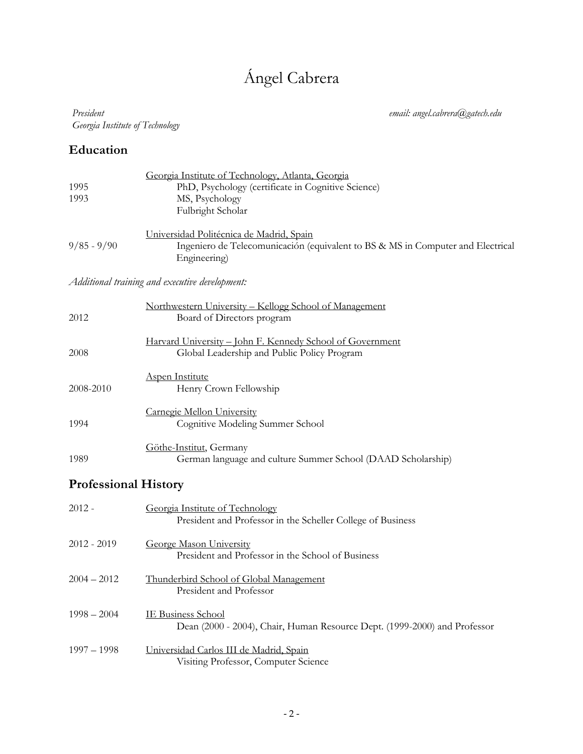# Ángel Cabrera

*President*
*Georgia Institute of Technology*

*email: angel.cabrera@gatech.edu*

## Education

Georgia Institute of Technology, Atlanta, Georgia

| | |
|---|---|
| 1995 | PhD, Psychology (certificate in Cognitive Science) |
| 1993 | MS, Psychology |
| | Fulbright Scholar |

Universidad Politécnica de Madrid, Spain

| | |
|---|---|
| 9/85 - 9/90 | Ingeniero de Telecomunicación (equivalent to BS & MS in Computer and Electrical Engineering) |

*Additional training and executive development:*

| | |
|---|---|
| | Northwestern University – Kellogg School of Management |
| 2012 | Board of Directors program |
| | Harvard University – John F. Kennedy School of Government |
| 2008 | Global Leadership and Public Policy Program |
| | Aspen Institute |
| 2008-2010 | Henry Crown Fellowship |
| | Carnegie Mellon University |
| 1994 | Cognitive Modeling Summer School |
| | Göthe-Institut, Germany |
| 1989 | German language and culture Summer School (DAAD Scholarship) |

## Professional History

| | |
|---|---|
| 2012 - | Georgia Institute of Technology<br>President and Professor in the Scheller College of Business |
| 2012 - 2019 | George Mason University<br>President and Professor in the School of Business |
| 2004 – 2012 | Thunderbird School of Global Management<br>President and Professor |
| 1998 – 2004 | IE Business School<br>Dean (2000 - 2004), Chair, Human Resource Dept. (1999-2000) and Professor |
| 1997 – 1998 | Universidad Carlos III de Madrid, Spain<br>Visiting Professor, Computer Science |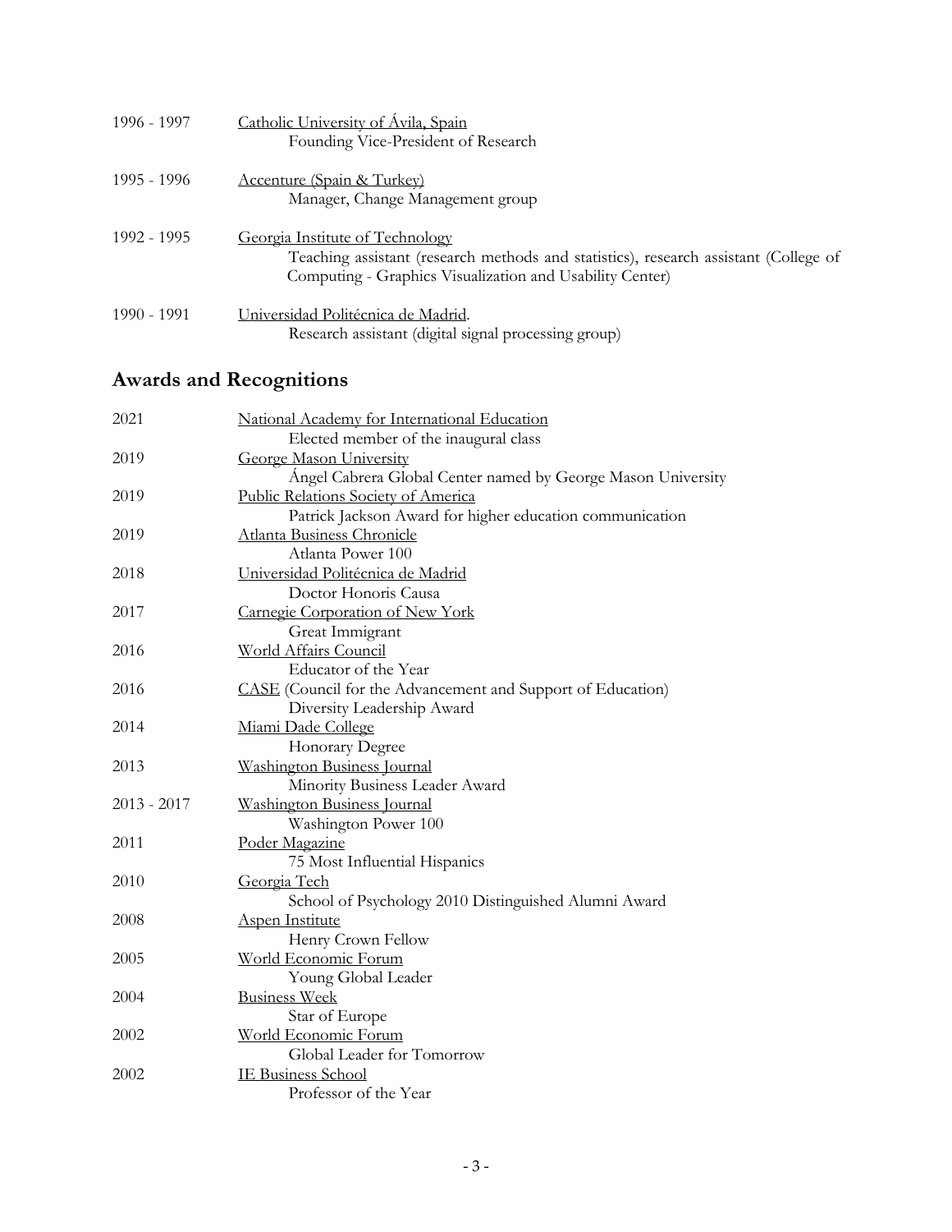1996 - 1997 Catholic University of Ávila, Spain
Founding Vice-President of Research

1995 - 1996 Accenture (Spain & Turkey)
Manager, Change Management group

1992 - 1995 Georgia Institute of Technology
Teaching assistant (research methods and statistics), research assistant (College of Computing - Graphics Visualization and Usability Center)

1990 - 1991 Universidad Politécnica de Madrid.
Research assistant (digital signal processing group)

## Awards and Recognitions

2021 National Academy for International Education
Elected member of the inaugural class

2019 George Mason University
Ángel Cabrera Global Center named by George Mason University

2019 Public Relations Society of America
Patrick Jackson Award for higher education communication

2019 Atlanta Business Chronicle
Atlanta Power 100

2018 Universidad Politécnica de Madrid
Doctor Honoris Causa

2017 Carnegie Corporation of New York
Great Immigrant

2016 World Affairs Council
Educator of the Year

2016 CASE (Council for the Advancement and Support of Education)
Diversity Leadership Award

2014 Miami Dade College
Honorary Degree

2013 Washington Business Journal
Minority Business Leader Award

2013 - 2017 Washington Business Journal
Washington Power 100

2011 Poder Magazine
75 Most Influential Hispanics

2010 Georgia Tech
School of Psychology 2010 Distinguished Alumni Award

2008 Aspen Institute
Henry Crown Fellow

2005 World Economic Forum
Young Global Leader

2004 Business Week
Star of Europe

2002 World Economic Forum
Global Leader for Tomorrow

2002 IE Business School
Professor of the Year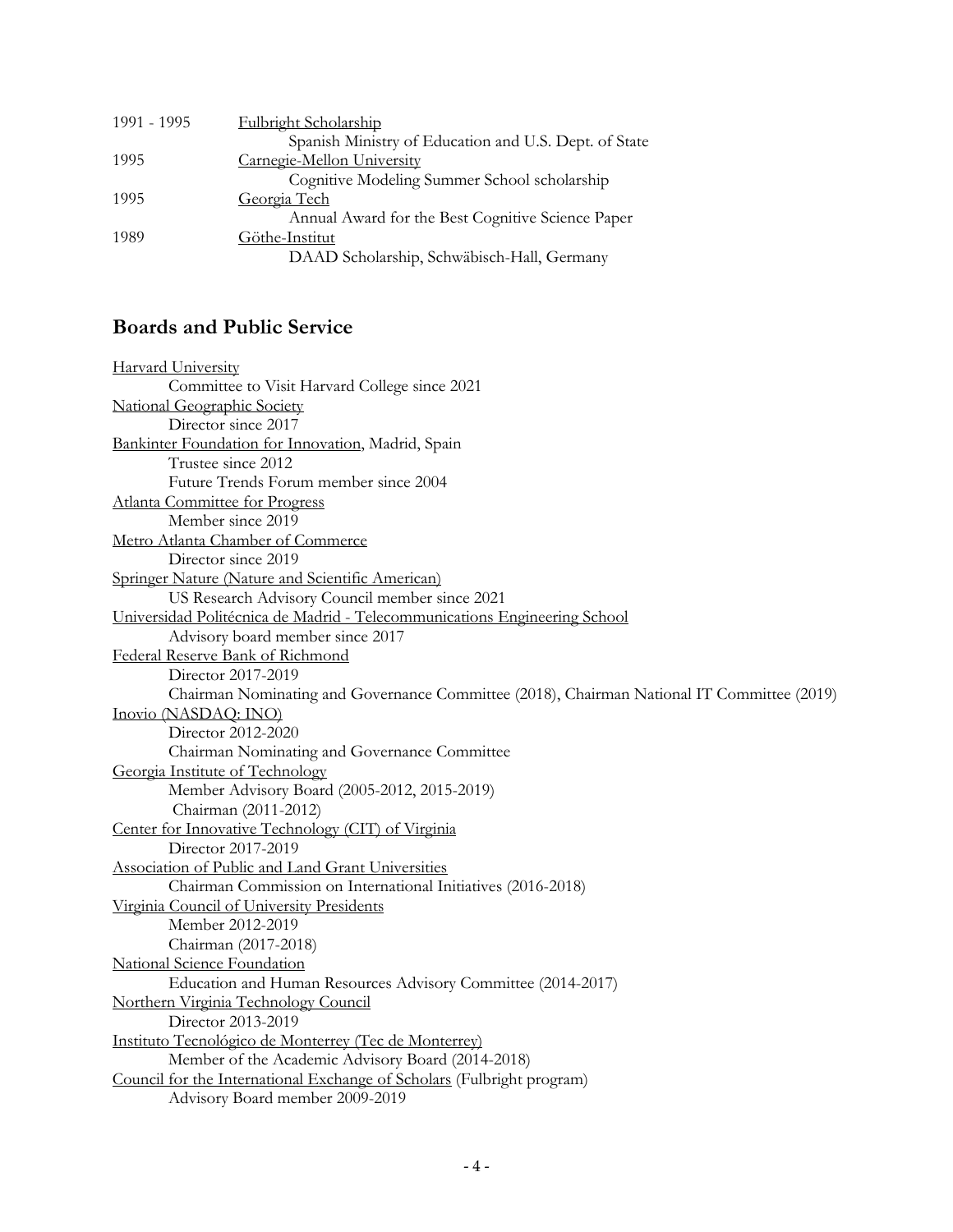| | |
|---|---|
| 1991 - 1995 | Fulbright Scholarship<br>Spanish Ministry of Education and U.S. Dept. of State |
| 1995 | Carnegie-Mellon University<br>Cognitive Modeling Summer School scholarship |
| 1995 | Georgia Tech<br>Annual Award for the Best Cognitive Science Paper |
| 1989 | Göthe-Institut<br>DAAD Scholarship, Schwäbisch-Hall, Germany |

## Boards and Public Service

Harvard University
    Committee to Visit Harvard College since 2021

National Geographic Society
    Director since 2017

Bankinter Foundation for Innovation, Madrid, Spain
    Trustee since 2012
    Future Trends Forum member since 2004

Atlanta Committee for Progress
    Member since 2019

Metro Atlanta Chamber of Commerce
    Director since 2019

Springer Nature (Nature and Scientific American)
    US Research Advisory Council member since 2021

Universidad Politécnica de Madrid - Telecommunications Engineering School
    Advisory board member since 2017

Federal Reserve Bank of Richmond
    Director 2017-2019
    Chairman Nominating and Governance Committee (2018), Chairman National IT Committee (2019)

Inovio (NASDAQ: INO)
    Director 2012-2020
    Chairman Nominating and Governance Committee

Georgia Institute of Technology
    Member Advisory Board (2005-2012, 2015-2019)
    Chairman (2011-2012)

Center for Innovative Technology (CIT) of Virginia
    Director 2017-2019

Association of Public and Land Grant Universities
    Chairman Commission on International Initiatives (2016-2018)

Virginia Council of University Presidents
    Member 2012-2019
    Chairman (2017-2018)

National Science Foundation
    Education and Human Resources Advisory Committee (2014-2017)

Northern Virginia Technology Council
    Director 2013-2019

Instituto Tecnológico de Monterrey (Tec de Monterrey)
    Member of the Academic Advisory Board (2014-2018)

Council for the International Exchange of Scholars (Fulbright program)
    Advisory Board member 2009-2019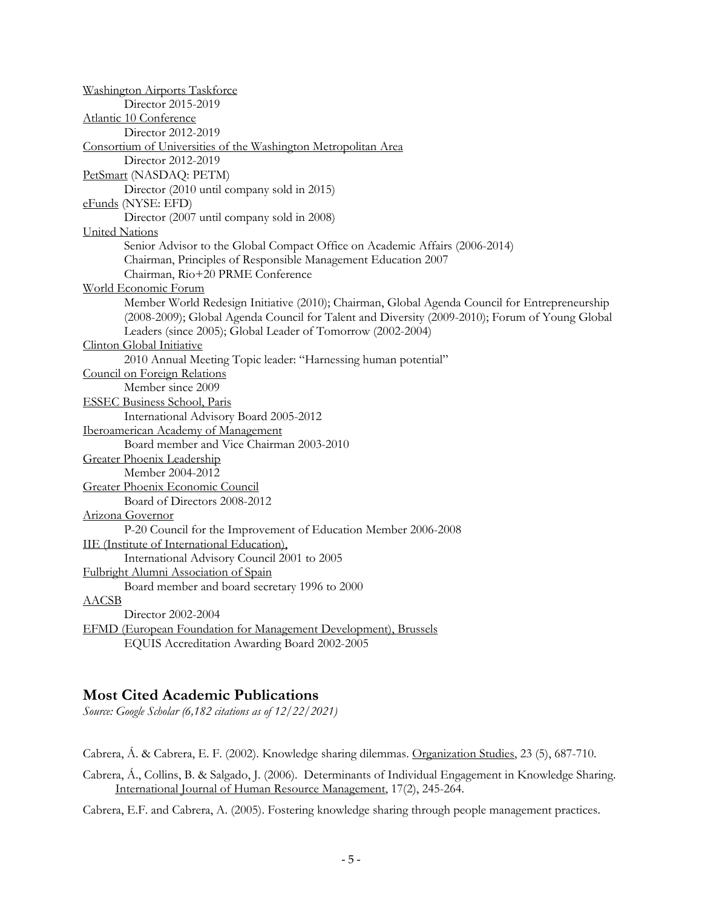Washington Airports Taskforce
Director 2015-2019

Atlantic 10 Conference
Director 2012-2019

Consortium of Universities of the Washington Metropolitan Area
Director 2012-2019

PetSmart (NASDAQ: PETM)
Director (2010 until company sold in 2015)

eFunds (NYSE: EFD)
Director (2007 until company sold in 2008)

United Nations
Senior Advisor to the Global Compact Office on Academic Affairs (2006-2014)
Chairman, Principles of Responsible Management Education 2007
Chairman, Rio+20 PRME Conference

World Economic Forum
Member World Redesign Initiative (2010); Chairman, Global Agenda Council for Entrepreneurship (2008-2009); Global Agenda Council for Talent and Diversity (2009-2010); Forum of Young Global Leaders (since 2005); Global Leader of Tomorrow (2002-2004)

Clinton Global Initiative
2010 Annual Meeting Topic leader: "Harnessing human potential"

Council on Foreign Relations
Member since 2009

ESSEC Business School, Paris
International Advisory Board 2005-2012

Iberoamerican Academy of Management
Board member and Vice Chairman 2003-2010

Greater Phoenix Leadership
Member 2004-2012

Greater Phoenix Economic Council
Board of Directors 2008-2012

Arizona Governor
P-20 Council for the Improvement of Education Member 2006-2008

IIE (Institute of International Education),
International Advisory Council 2001 to 2005

Fulbright Alumni Association of Spain
Board member and board secretary 1996 to 2000

AACSB
Director 2002-2004

EFMD (European Foundation for Management Development), Brussels
EQUIS Accreditation Awarding Board 2002-2005

## Most Cited Academic Publications

*Source: Google Scholar (6,182 citations as of 12/22/2021)*

Cabrera, Á. & Cabrera, E. F. (2002). Knowledge sharing dilemmas. Organization Studies, 23 (5), 687-710.

Cabrera, Á., Collins, B. & Salgado, J. (2006). Determinants of Individual Engagement in Knowledge Sharing. International Journal of Human Resource Management, 17(2), 245-264.

Cabrera, E.F. and Cabrera, A. (2005). Fostering knowledge sharing through people management practices.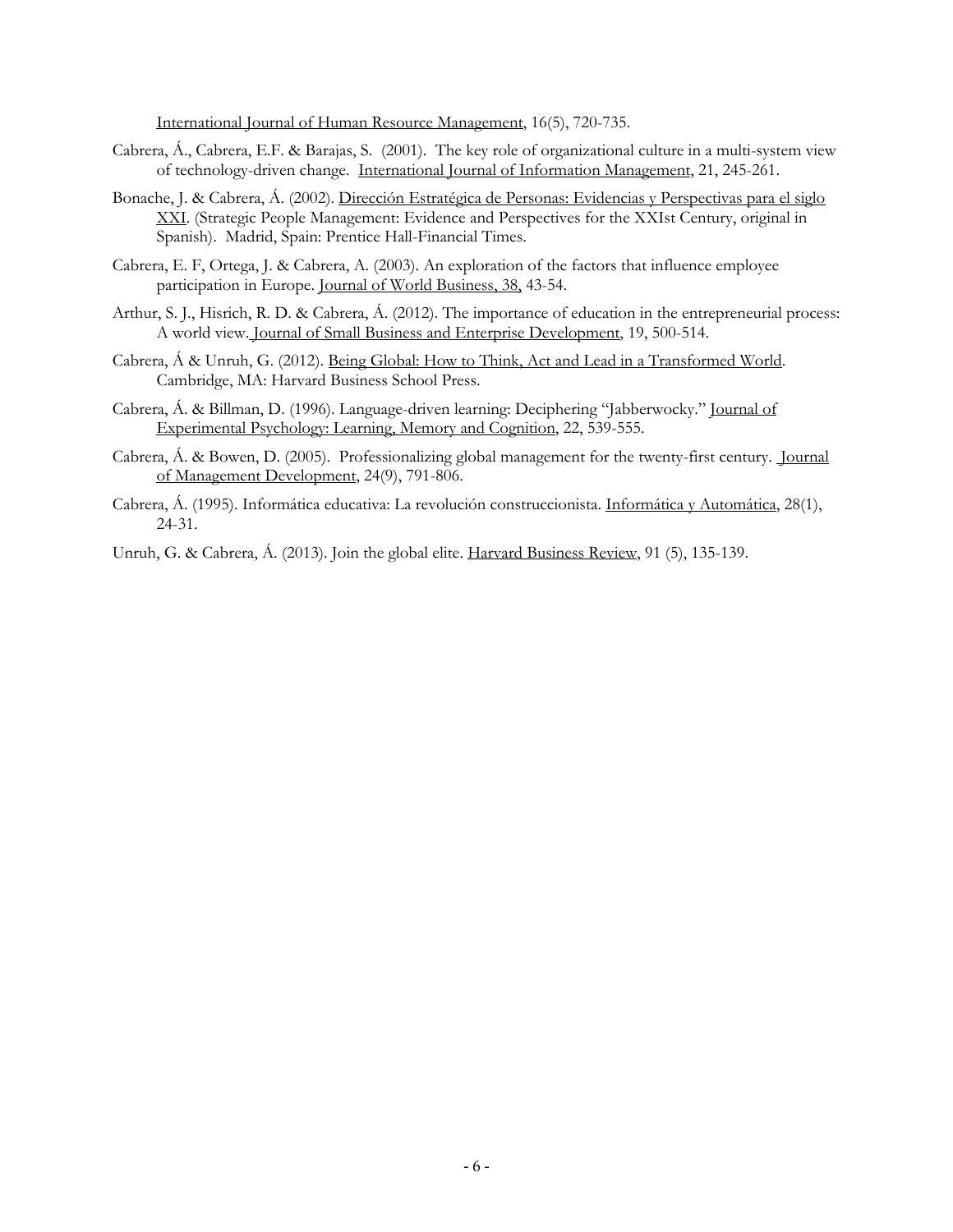International Journal of Human Resource Management, 16(5), 720-735.

Cabrera, Á., Cabrera, E.F. & Barajas, S. (2001). The key role of organizational culture in a multi-system view of technology-driven change. International Journal of Information Management, 21, 245-261.

Bonache, J. & Cabrera, Á. (2002). Dirección Estratégica de Personas: Evidencias y Perspectivas para el siglo XXI. (Strategic People Management: Evidence and Perspectives for the XXIst Century, original in Spanish). Madrid, Spain: Prentice Hall-Financial Times.

Cabrera, E. F, Ortega, J. & Cabrera, A. (2003). An exploration of the factors that influence employee participation in Europe. Journal of World Business, 38, 43-54.

Arthur, S. J., Hisrich, R. D. & Cabrera, Á. (2012). The importance of education in the entrepreneurial process: A world view. Journal of Small Business and Enterprise Development, 19, 500-514.

Cabrera, Á & Unruh, G. (2012). Being Global: How to Think, Act and Lead in a Transformed World. Cambridge, MA: Harvard Business School Press.

Cabrera, Á. & Billman, D. (1996). Language-driven learning: Deciphering "Jabberwocky." Journal of Experimental Psychology: Learning, Memory and Cognition, 22, 539-555.

Cabrera, Á. & Bowen, D. (2005). Professionalizing global management for the twenty-first century. Journal of Management Development, 24(9), 791-806.

Cabrera, Á. (1995). Informática educativa: La revolución construccionista. Informática y Automática, 28(1), 24-31.

Unruh, G. & Cabrera, Á. (2013). Join the global elite. Harvard Business Review, 91 (5), 135-139.